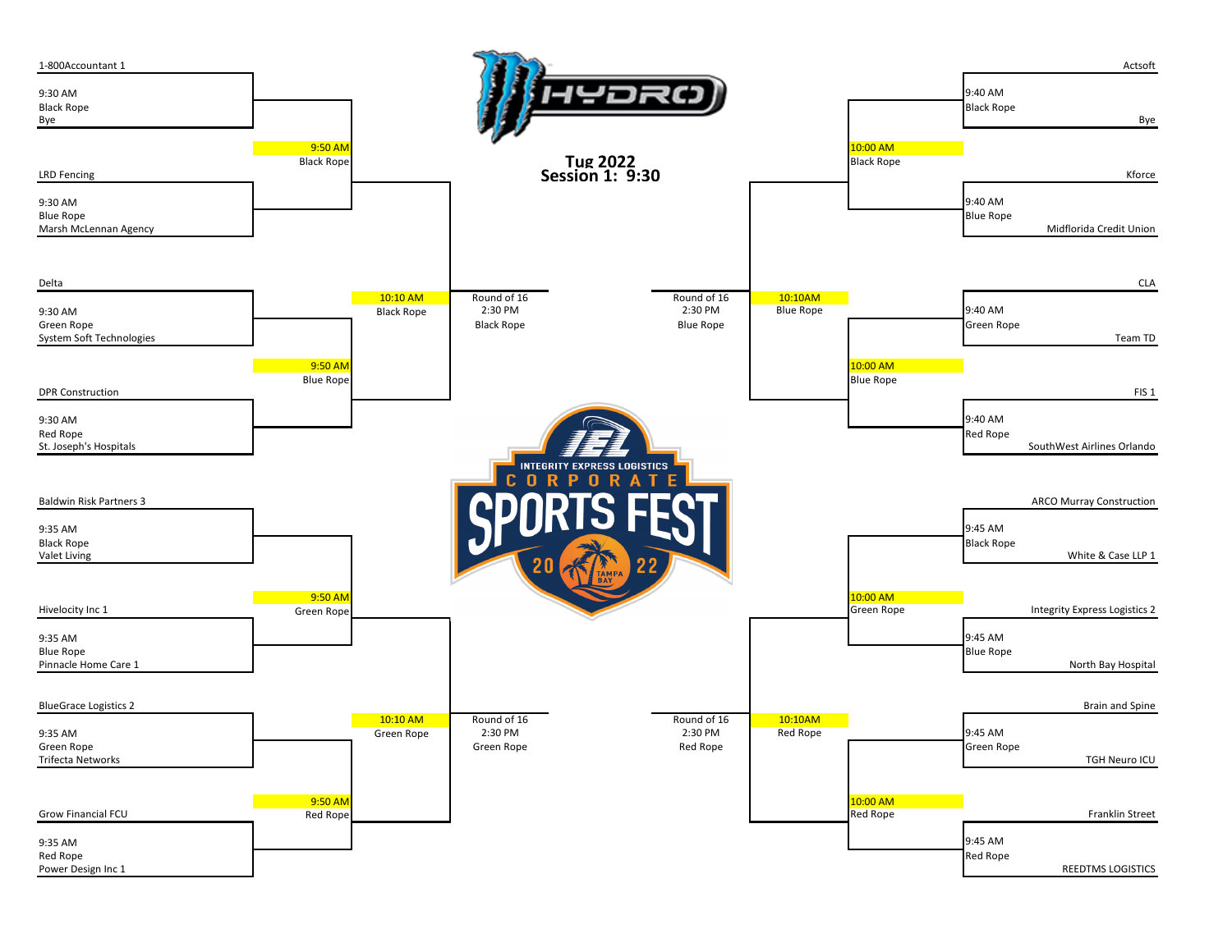# Tug 2022
## Session 1: 9:30

### Left Bracket

| Match Time | Rope | Team 1 | Team 2 |
| --- | --- | --- | --- |
| 9:30 AM | Black Rope | 1-800Accountant 1 | Bye |
| 9:30 AM | Blue Rope | LRD Fencing | Marsh McLennan Agency |
| 9:30 AM | Green Rope | Delta | System Soft Technologies |
| 9:30 AM | Red Rope | DPR Construction | St. Joseph's Hospitals |
| 9:35 AM | Black Rope | Baldwin Risk Partners 3 | Valet Living |
| 9:35 AM | Blue Rope | Hivelocity Inc 1 | Pinnacle Home Care 1 |
| 9:35 AM | Green Rope | BlueGrace Logistics 2 | Trifecta Networks |
| 9:35 AM | Red Rope | Grow Financial FCU | Power Design Inc 1 |

Second round:
- 9:50 AM Black Rope
- 9:50 AM Blue Rope
- 9:50 AM Green Rope
- 9:50 AM Red Rope

Third round:
- 10:10 AM Black Rope
- 10:10 AM Green Rope

Round of 16:
- Round of 16, 2:30 PM, Black Rope
- Round of 16, 2:30 PM, Green Rope

### Right Bracket

| Match Time | Rope | Team 1 | Team 2 |
| --- | --- | --- | --- |
| 9:40 AM | Black Rope | Actsoft | Bye |
| 9:40 AM | Blue Rope | Kforce | Midflorida Credit Union |
| 9:40 AM | Green Rope | CLA | Team TD |
| 9:40 AM | Red Rope | FIS 1 | SouthWest Airlines Orlando |
| 9:45 AM | Black Rope | ARCO Murray Construction | White & Case LLP 1 |
| 9:45 AM | Blue Rope | Integrity Express Logistics 2 | North Bay Hospital |
| 9:45 AM | Green Rope | Brain and Spine | TGH Neuro ICU |
| 9:45 AM | Red Rope | Franklin Street | REEDTMS LOGISTICS |

Second round:
- 10:00 AM Black Rope
- 10:00 AM Blue Rope
- 10:00 AM Green Rope
- 10:00 AM Red Rope

Third round:
- 10:10AM Blue Rope
- 10:10AM Red Rope

Round of 16:
- Round of 16, 2:30 PM, Blue Rope
- Round of 16, 2:30 PM, Red Rope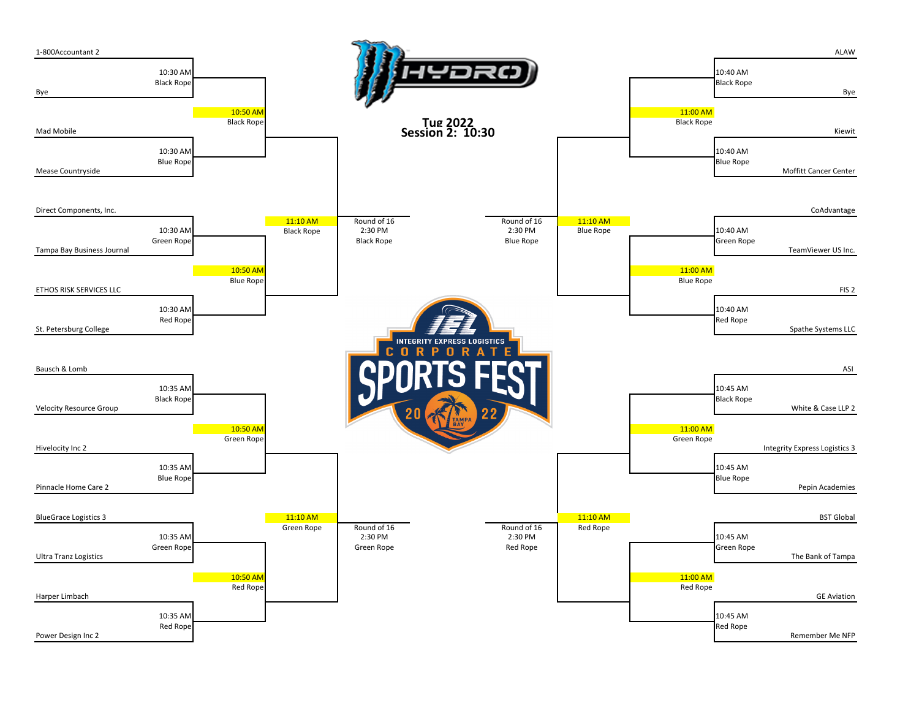# Tug 2022
## Session 2: 10:30

### Left Bracket

| Team A | Team B | Time | Rope |
|---|---|---|---|
| 1-800Accountant 2 | Bye | 10:30 AM | Black Rope |
| Mad Mobile | Mease Countryside | 10:30 AM | Blue Rope |
| Direct Components, Inc. | Tampa Bay Business Journal | 10:30 AM | Green Rope |
| ETHOS RISK SERVICES LLC | St. Petersburg College | 10:30 AM | Red Rope |
| Bausch & Lomb | Velocity Resource Group | 10:35 AM | Black Rope |
| Hivelocity Inc 2 | Pinnacle Home Care 2 | 10:35 AM | Blue Rope |
| BlueGrace Logistics 3 | Ultra Tranz Logistics | 10:35 AM | Green Rope |
| Harper Limbach | Power Design Inc 2 | 10:35 AM | Red Rope |

Second round:
- 10:50 AM Black Rope
- 10:50 AM Blue Rope
- 10:50 AM Green Rope
- 10:50 AM Red Rope

Third round:
- 11:10 AM Black Rope
- 11:10 AM Green Rope

Round of 16:
- Round of 16, 2:30 PM, Black Rope
- Round of 16, 2:30 PM, Green Rope

### Right Bracket

| Team A | Team B | Time | Rope |
|---|---|---|---|
| ALAW | Bye | 10:40 AM | Black Rope |
| Kiewit | Moffitt Cancer Center | 10:40 AM | Blue Rope |
| CoAdvantage | TeamViewer US Inc. | 10:40 AM | Green Rope |
| FIS 2 | Spathe Systems LLC | 10:40 AM | Red Rope |
| ASI | White & Case LLP 2 | 10:45 AM | Black Rope |
| Integrity Express Logistics 3 | Pepin Academies | 10:45 AM | Blue Rope |
| BST Global | The Bank of Tampa | 10:45 AM | Green Rope |
| GE Aviation | Remember Me NFP | 10:45 AM | Red Rope |

Second round:
- 11:00 AM Black Rope
- 11:00 AM Blue Rope
- 11:00 AM Green Rope
- 11:00 AM Red Rope

Third round:
- 11:10 AM Blue Rope
- 11:10 AM Red Rope

Round of 16:
- Round of 16, 2:30 PM, Blue Rope
- Round of 16, 2:30 PM, Red Rope

INTEGRITY EXPRESS LOGISTICS CORPORATE SPORTS FEST 2022 TAMPA BAY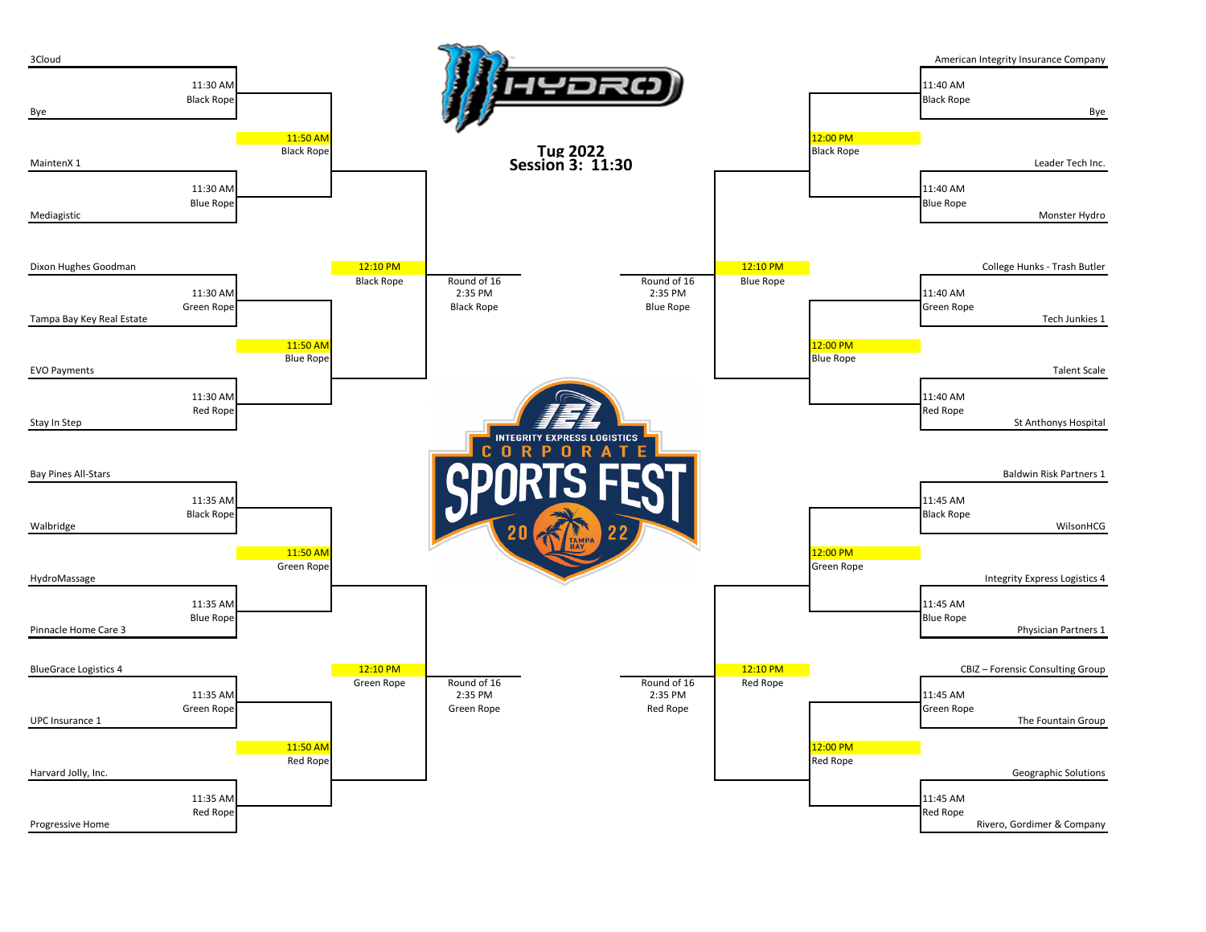# Tug 2022
## Session 3: 11:30

### Left Bracket

| Team | First Round | Second Round | Third Round | Round of 16 |
|---|---|---|---|---|
| 3Cloud | 11:30 AM, Black Rope | 11:50 AM, Black Rope | 12:10 PM, Black Rope | 2:35 PM, Black Rope |
| Bye | | | | |
| MaintenX 1 | 11:30 AM, Blue Rope | | | |
| Mediagistic | | | | |
| Dixon Hughes Goodman | 11:30 AM, Green Rope | 11:50 AM, Blue Rope | | |
| Tampa Bay Key Real Estate | | | | |
| EVO Payments | 11:30 AM, Red Rope | | | |
| Stay In Step | | | | |
| Bay Pines All-Stars | 11:35 AM, Black Rope | 11:50 AM, Green Rope | 12:10 PM, Green Rope | 2:35 PM, Green Rope |
| Walbridge | | | | |
| HydroMassage | 11:35 AM, Blue Rope | | | |
| Pinnacle Home Care 3 | | | | |
| BlueGrace Logistics 4 | 11:35 AM, Green Rope | 11:50 AM, Red Rope | | |
| UPC Insurance 1 | | | | |
| Harvard Jolly, Inc. | 11:35 AM, Red Rope | | | |
| Progressive Home | | | | |

### Right Bracket

| Team | First Round | Second Round | Third Round | Round of 16 |
|---|---|---|---|---|
| American Integrity Insurance Company | 11:40 AM, Black Rope | 12:00 PM, Black Rope | 12:10 PM, Blue Rope | 2:35 PM, Blue Rope |
| Bye | | | | |
| Leader Tech Inc. | 11:40 AM, Blue Rope | | | |
| Monster Hydro | | | | |
| College Hunks - Trash Butler | 11:40 AM, Green Rope | 12:00 PM, Blue Rope | | |
| Tech Junkies 1 | | | | |
| Talent Scale | 11:40 AM, Red Rope | | | |
| St Anthonys Hospital | | | | |
| Baldwin Risk Partners 1 | 11:45 AM, Black Rope | 12:00 PM, Green Rope | 12:10 PM, Red Rope | 2:35 PM, Red Rope |
| WilsonHCG | | | | |
| Integrity Express Logistics 4 | 11:45 AM, Blue Rope | | | |
| Physician Partners 1 | | | | |
| CBIZ – Forensic Consulting Group | 11:45 AM, Green Rope | 12:00 PM, Red Rope | | |
| The Fountain Group | | | | |
| Geographic Solutions | 11:45 AM, Red Rope | | | |
| Rivero, Gordimer & Company | | | | |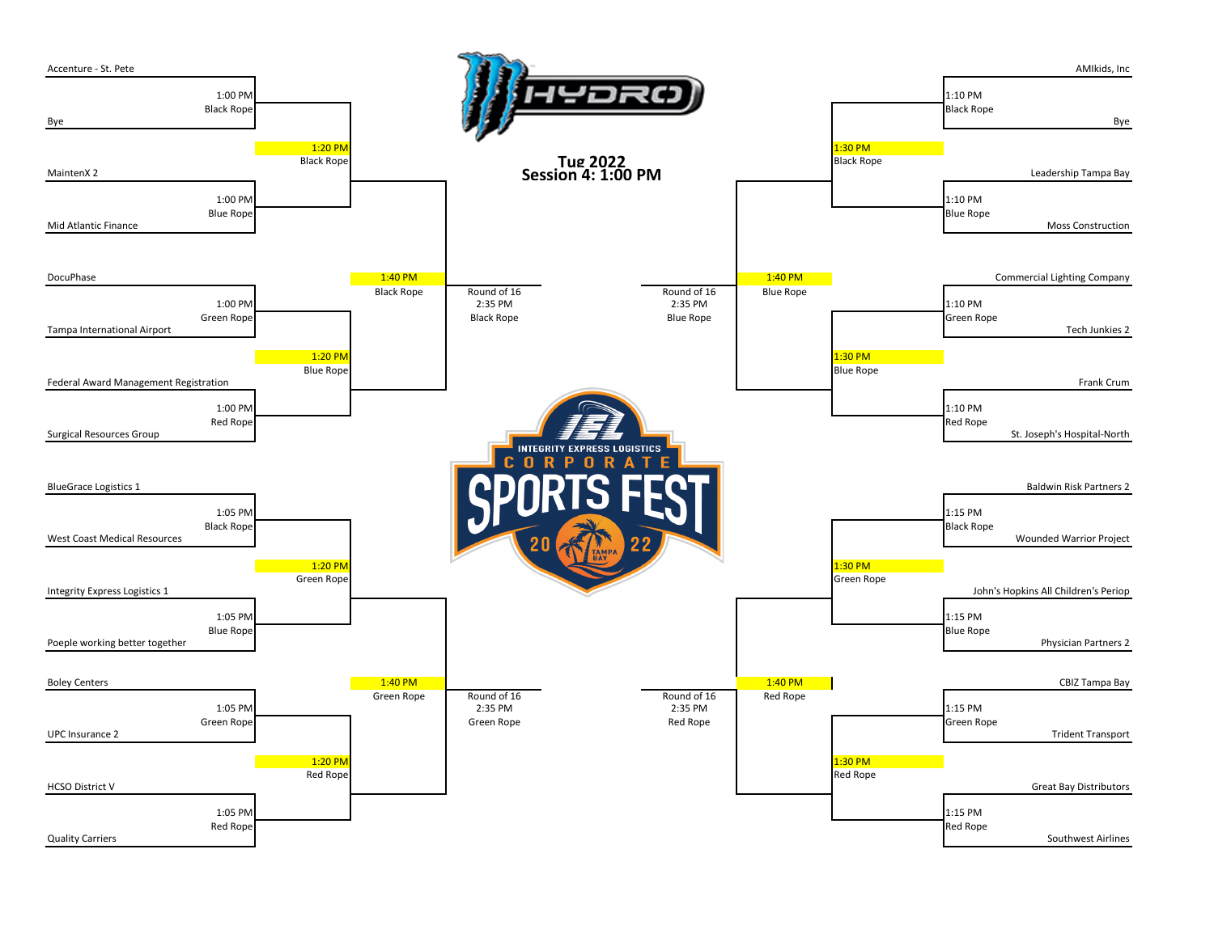# Tug 2022
## Session 4: 1:00 PM

### Left Side of Bracket

| First Round Matchup | Time | Rope |
| --- | --- | --- |
| Accenture - St. Pete vs. Bye | 1:00 PM | Black Rope |
| MaintenX 2 vs. Mid Atlantic Finance | 1:00 PM | Blue Rope |
| DocuPhase vs. Tampa International Airport | 1:00 PM | Green Rope |
| Federal Award Management Registration vs. Surgical Resources Group | 1:00 PM | Red Rope |
| BlueGrace Logistics 1 vs. West Coast Medical Resources | 1:05 PM | Black Rope |
| Integrity Express Logistics 1 vs. Poeple working better together | 1:05 PM | Blue Rope |
| Boley Centers vs. UPC Insurance 2 | 1:05 PM | Green Rope |
| HCSO District V vs. Quality Carriers | 1:05 PM | Red Rope |

| Second Round | Time | Rope |
| --- | --- | --- |
| Accenture - St. Pete / Bye winner vs. MaintenX 2 / Mid Atlantic Finance winner | 1:20 PM | Black Rope |
| DocuPhase / Tampa International Airport winner vs. Federal Award Management Registration / Surgical Resources Group winner | 1:20 PM | Blue Rope |
| BlueGrace Logistics 1 / West Coast Medical Resources winner vs. Integrity Express Logistics 1 / Poeple working better together winner | 1:20 PM | Green Rope |
| Boley Centers / UPC Insurance 2 winner vs. HCSO District V / Quality Carriers winner | 1:20 PM | Red Rope |

| Third Round | Time | Rope |
| --- | --- | --- |
| Top half | 1:40 PM | Black Rope |
| Bottom half | 1:40 PM | Green Rope |

| Round of 16 | Time | Rope |
| --- | --- | --- |
| Top half winner | 2:35 PM | Black Rope |
| Bottom half winner | 2:35 PM | Green Rope |

### Right Side of Bracket

| First Round Matchup | Time | Rope |
| --- | --- | --- |
| AMIkids, Inc vs. Bye | 1:10 PM | Black Rope |
| Leadership Tampa Bay vs. Moss Construction | 1:10 PM | Blue Rope |
| Commercial Lighting Company vs. Tech Junkies 2 | 1:10 PM | Green Rope |
| Frank Crum vs. St. Joseph's Hospital-North | 1:10 PM | Red Rope |
| Baldwin Risk Partners 2 vs. Wounded Warrior Project | 1:15 PM | Black Rope |
| John's Hopkins All Children's Periop vs. Physician Partners 2 | 1:15 PM | Blue Rope |
| CBIZ Tampa Bay vs. Trident Transport | 1:15 PM | Green Rope |
| Great Bay Distributors vs. Southwest Airlines | 1:15 PM | Red Rope |

| Second Round | Time | Rope |
| --- | --- | --- |
| AMIkids, Inc / Bye winner vs. Leadership Tampa Bay / Moss Construction winner | 1:30 PM | Black Rope |
| Commercial Lighting Company / Tech Junkies 2 winner vs. Frank Crum / St. Joseph's Hospital-North winner | 1:30 PM | Blue Rope |
| Baldwin Risk Partners 2 / Wounded Warrior Project winner vs. John's Hopkins All Children's Periop / Physician Partners 2 winner | 1:30 PM | Green Rope |
| CBIZ Tampa Bay / Trident Transport winner vs. Great Bay Distributors / Southwest Airlines winner | 1:30 PM | Red Rope |

| Third Round | Time | Rope |
| --- | --- | --- |
| Top half | 1:40 PM | Blue Rope |
| Bottom half | 1:40 PM | Red Rope |

| Round of 16 | Time | Rope |
| --- | --- | --- |
| Top half winner | 2:35 PM | Blue Rope |
| Bottom half winner | 2:35 PM | Red Rope |

INTEGRITY EXPRESS LOGISTICS CORPORATE SPORTS FEST 2022 TAMPA BAY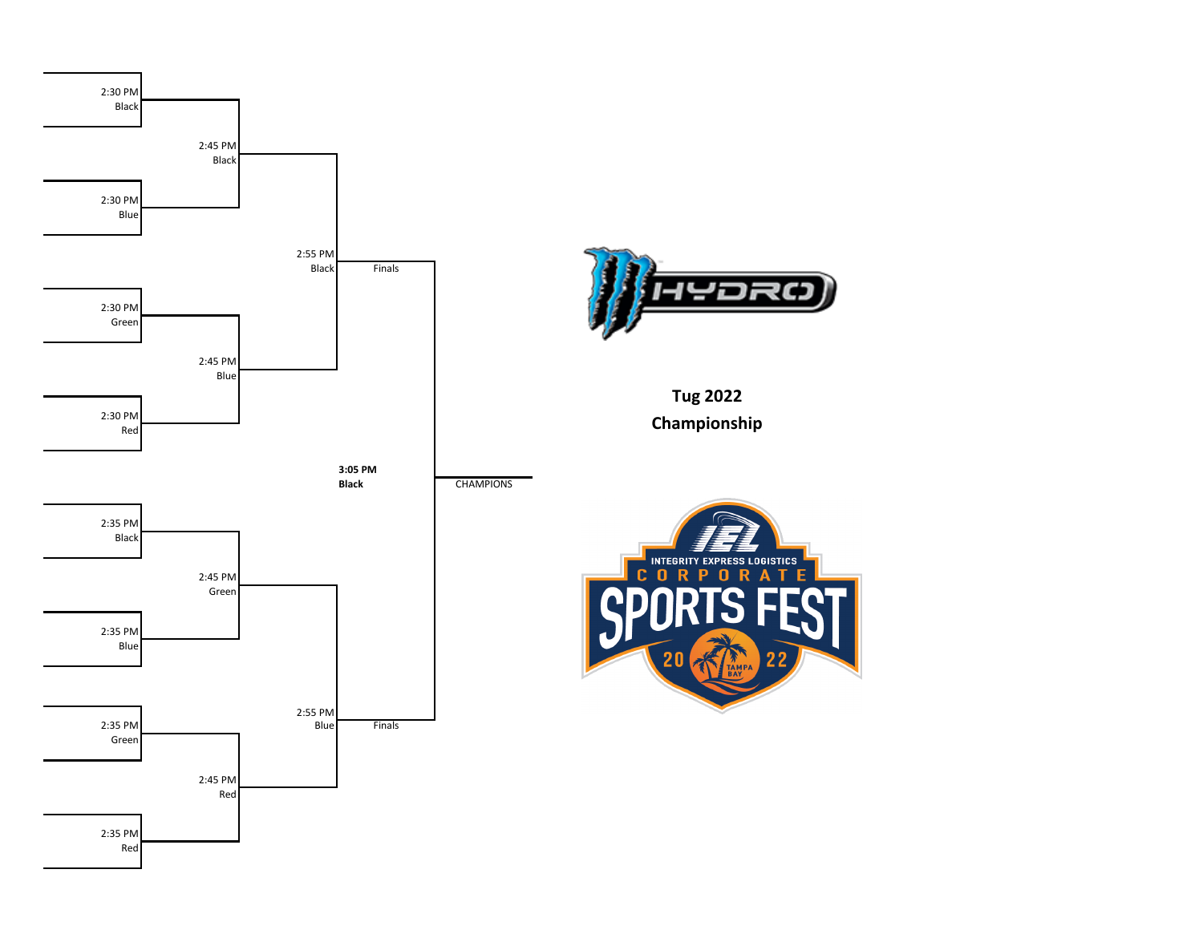# Tug 2022 Championship

**Round 1**

- 2:30 PM Black
- 2:30 PM Blue
- 2:30 PM Green
- 2:30 PM Red
- 2:35 PM Black
- 2:35 PM Blue
- 2:35 PM Green
- 2:35 PM Red

**Round 2**

- 2:45 PM Black
- 2:45 PM Blue
- 2:45 PM Green
- 2:45 PM Red

**Semifinals**

- 2:55 PM Black — Finals
- 2:55 PM Blue — Finals

**Finals**

**3:05 PM**
**Black**

CHAMPIONS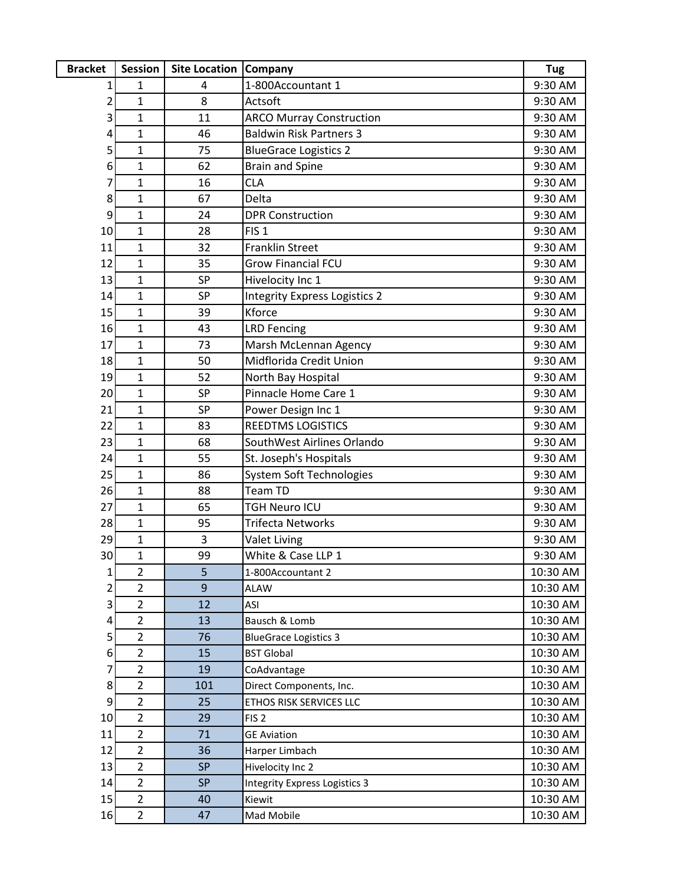| Bracket | Session | Site Location | Company | Tug |
|---|---|---|---|---|
| 1 | 1 | 4 | 1-800Accountant 1 | 9:30 AM |
| 2 | 1 | 8 | Actsoft | 9:30 AM |
| 3 | 1 | 11 | ARCO Murray Construction | 9:30 AM |
| 4 | 1 | 46 | Baldwin Risk Partners 3 | 9:30 AM |
| 5 | 1 | 75 | BlueGrace Logistics 2 | 9:30 AM |
| 6 | 1 | 62 | Brain and Spine | 9:30 AM |
| 7 | 1 | 16 | CLA | 9:30 AM |
| 8 | 1 | 67 | Delta | 9:30 AM |
| 9 | 1 | 24 | DPR Construction | 9:30 AM |
| 10 | 1 | 28 | FIS 1 | 9:30 AM |
| 11 | 1 | 32 | Franklin Street | 9:30 AM |
| 12 | 1 | 35 | Grow Financial FCU | 9:30 AM |
| 13 | 1 | SP | Hivelocity Inc 1 | 9:30 AM |
| 14 | 1 | SP | Integrity Express Logistics 2 | 9:30 AM |
| 15 | 1 | 39 | Kforce | 9:30 AM |
| 16 | 1 | 43 | LRD Fencing | 9:30 AM |
| 17 | 1 | 73 | Marsh McLennan Agency | 9:30 AM |
| 18 | 1 | 50 | Midflorida Credit Union | 9:30 AM |
| 19 | 1 | 52 | North Bay Hospital | 9:30 AM |
| 20 | 1 | SP | Pinnacle Home Care 1 | 9:30 AM |
| 21 | 1 | SP | Power Design Inc 1 | 9:30 AM |
| 22 | 1 | 83 | REEDTMS LOGISTICS | 9:30 AM |
| 23 | 1 | 68 | SouthWest Airlines Orlando | 9:30 AM |
| 24 | 1 | 55 | St. Joseph's Hospitals | 9:30 AM |
| 25 | 1 | 86 | System Soft Technologies | 9:30 AM |
| 26 | 1 | 88 | Team TD | 9:30 AM |
| 27 | 1 | 65 | TGH Neuro ICU | 9:30 AM |
| 28 | 1 | 95 | Trifecta Networks | 9:30 AM |
| 29 | 1 | 3 | Valet Living | 9:30 AM |
| 30 | 1 | 99 | White & Case LLP 1 | 9:30 AM |
| 1 | 2 | 5 | 1-800Accountant 2 | 10:30 AM |
| 2 | 2 | 9 | ALAW | 10:30 AM |
| 3 | 2 | 12 | ASI | 10:30 AM |
| 4 | 2 | 13 | Bausch & Lomb | 10:30 AM |
| 5 | 2 | 76 | BlueGrace Logistics 3 | 10:30 AM |
| 6 | 2 | 15 | BST Global | 10:30 AM |
| 7 | 2 | 19 | CoAdvantage | 10:30 AM |
| 8 | 2 | 101 | Direct Components, Inc. | 10:30 AM |
| 9 | 2 | 25 | ETHOS RISK SERVICES LLC | 10:30 AM |
| 10 | 2 | 29 | FIS 2 | 10:30 AM |
| 11 | 2 | 71 | GE Aviation | 10:30 AM |
| 12 | 2 | 36 | Harper Limbach | 10:30 AM |
| 13 | 2 | SP | Hivelocity Inc 2 | 10:30 AM |
| 14 | 2 | SP | Integrity Express Logistics 3 | 10:30 AM |
| 15 | 2 | 40 | Kiewit | 10:30 AM |
| 16 | 2 | 47 | Mad Mobile | 10:30 AM |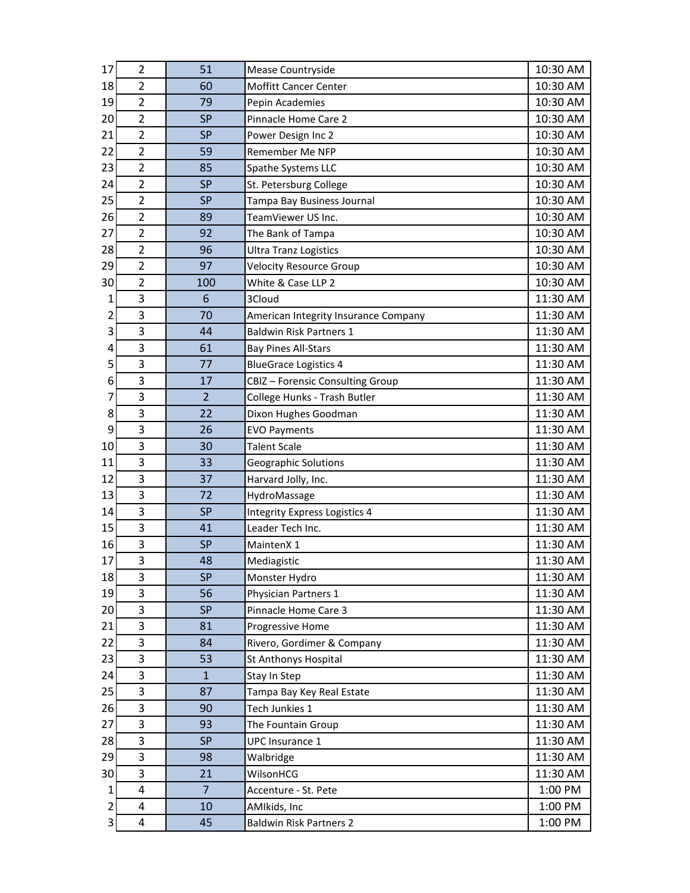| | | | | |
|---|---|---|---|---|
| 17 | 2 | 51 | Mease Countryside | 10:30 AM |
| 18 | 2 | 60 | Moffitt Cancer Center | 10:30 AM |
| 19 | 2 | 79 | Pepin Academies | 10:30 AM |
| 20 | 2 | SP | Pinnacle Home Care 2 | 10:30 AM |
| 21 | 2 | SP | Power Design Inc 2 | 10:30 AM |
| 22 | 2 | 59 | Remember Me NFP | 10:30 AM |
| 23 | 2 | 85 | Spathe Systems LLC | 10:30 AM |
| 24 | 2 | SP | St. Petersburg College | 10:30 AM |
| 25 | 2 | SP | Tampa Bay Business Journal | 10:30 AM |
| 26 | 2 | 89 | TeamViewer US Inc. | 10:30 AM |
| 27 | 2 | 92 | The Bank of Tampa | 10:30 AM |
| 28 | 2 | 96 | Ultra Tranz Logistics | 10:30 AM |
| 29 | 2 | 97 | Velocity Resource Group | 10:30 AM |
| 30 | 2 | 100 | White & Case LLP 2 | 10:30 AM |
| 1 | 3 | 6 | 3Cloud | 11:30 AM |
| 2 | 3 | 70 | American Integrity Insurance Company | 11:30 AM |
| 3 | 3 | 44 | Baldwin Risk Partners 1 | 11:30 AM |
| 4 | 3 | 61 | Bay Pines All-Stars | 11:30 AM |
| 5 | 3 | 77 | BlueGrace Logistics 4 | 11:30 AM |
| 6 | 3 | 17 | CBIZ – Forensic Consulting Group | 11:30 AM |
| 7 | 3 | 2 | College Hunks - Trash Butler | 11:30 AM |
| 8 | 3 | 22 | Dixon Hughes Goodman | 11:30 AM |
| 9 | 3 | 26 | EVO Payments | 11:30 AM |
| 10 | 3 | 30 | Talent Scale | 11:30 AM |
| 11 | 3 | 33 | Geographic Solutions | 11:30 AM |
| 12 | 3 | 37 | Harvard Jolly, Inc. | 11:30 AM |
| 13 | 3 | 72 | HydroMassage | 11:30 AM |
| 14 | 3 | SP | Integrity Express Logistics 4 | 11:30 AM |
| 15 | 3 | 41 | Leader Tech Inc. | 11:30 AM |
| 16 | 3 | SP | MaintenX 1 | 11:30 AM |
| 17 | 3 | 48 | Mediagistic | 11:30 AM |
| 18 | 3 | SP | Monster Hydro | 11:30 AM |
| 19 | 3 | 56 | Physician Partners 1 | 11:30 AM |
| 20 | 3 | SP | Pinnacle Home Care 3 | 11:30 AM |
| 21 | 3 | 81 | Progressive Home | 11:30 AM |
| 22 | 3 | 84 | Rivero, Gordimer & Company | 11:30 AM |
| 23 | 3 | 53 | St Anthonys Hospital | 11:30 AM |
| 24 | 3 | 1 | Stay In Step | 11:30 AM |
| 25 | 3 | 87 | Tampa Bay Key Real Estate | 11:30 AM |
| 26 | 3 | 90 | Tech Junkies 1 | 11:30 AM |
| 27 | 3 | 93 | The Fountain Group | 11:30 AM |
| 28 | 3 | SP | UPC Insurance 1 | 11:30 AM |
| 29 | 3 | 98 | Walbridge | 11:30 AM |
| 30 | 3 | 21 | WilsonHCG | 11:30 AM |
| 1 | 4 | 7 | Accenture - St. Pete | 1:00 PM |
| 2 | 4 | 10 | AMIkids, Inc | 1:00 PM |
| 3 | 4 | 45 | Baldwin Risk Partners 2 | 1:00 PM |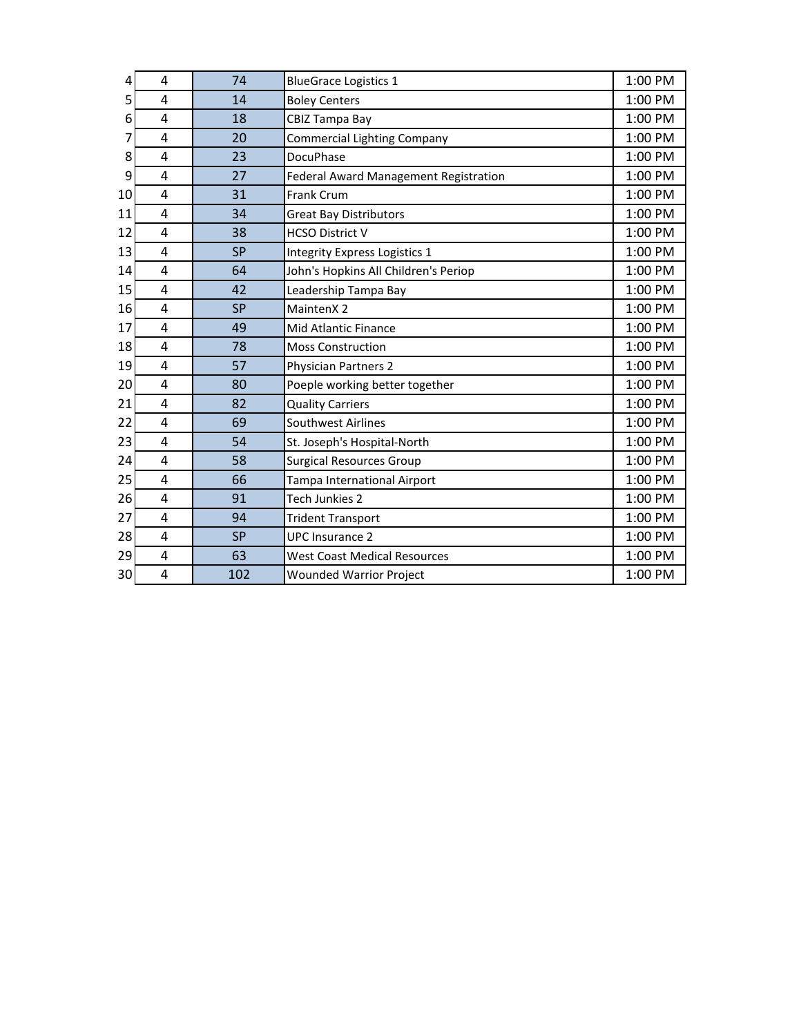| | | | | |
|---|---|---|---|---|
| 4 | 4 | 74 | BlueGrace Logistics 1 | 1:00 PM |
| 5 | 4 | 14 | Boley Centers | 1:00 PM |
| 6 | 4 | 18 | CBIZ Tampa Bay | 1:00 PM |
| 7 | 4 | 20 | Commercial Lighting Company | 1:00 PM |
| 8 | 4 | 23 | DocuPhase | 1:00 PM |
| 9 | 4 | 27 | Federal Award Management Registration | 1:00 PM |
| 10 | 4 | 31 | Frank Crum | 1:00 PM |
| 11 | 4 | 34 | Great Bay Distributors | 1:00 PM |
| 12 | 4 | 38 | HCSO District V | 1:00 PM |
| 13 | 4 | SP | Integrity Express Logistics 1 | 1:00 PM |
| 14 | 4 | 64 | John's Hopkins All Children's Periop | 1:00 PM |
| 15 | 4 | 42 | Leadership Tampa Bay | 1:00 PM |
| 16 | 4 | SP | MaintenX 2 | 1:00 PM |
| 17 | 4 | 49 | Mid Atlantic Finance | 1:00 PM |
| 18 | 4 | 78 | Moss Construction | 1:00 PM |
| 19 | 4 | 57 | Physician Partners 2 | 1:00 PM |
| 20 | 4 | 80 | Poeple working better together | 1:00 PM |
| 21 | 4 | 82 | Quality Carriers | 1:00 PM |
| 22 | 4 | 69 | Southwest Airlines | 1:00 PM |
| 23 | 4 | 54 | St. Joseph's Hospital-North | 1:00 PM |
| 24 | 4 | 58 | Surgical Resources Group | 1:00 PM |
| 25 | 4 | 66 | Tampa International Airport | 1:00 PM |
| 26 | 4 | 91 | Tech Junkies 2 | 1:00 PM |
| 27 | 4 | 94 | Trident Transport | 1:00 PM |
| 28 | 4 | SP | UPC Insurance 2 | 1:00 PM |
| 29 | 4 | 63 | West Coast Medical Resources | 1:00 PM |
| 30 | 4 | 102 | Wounded Warrior Project | 1:00 PM |